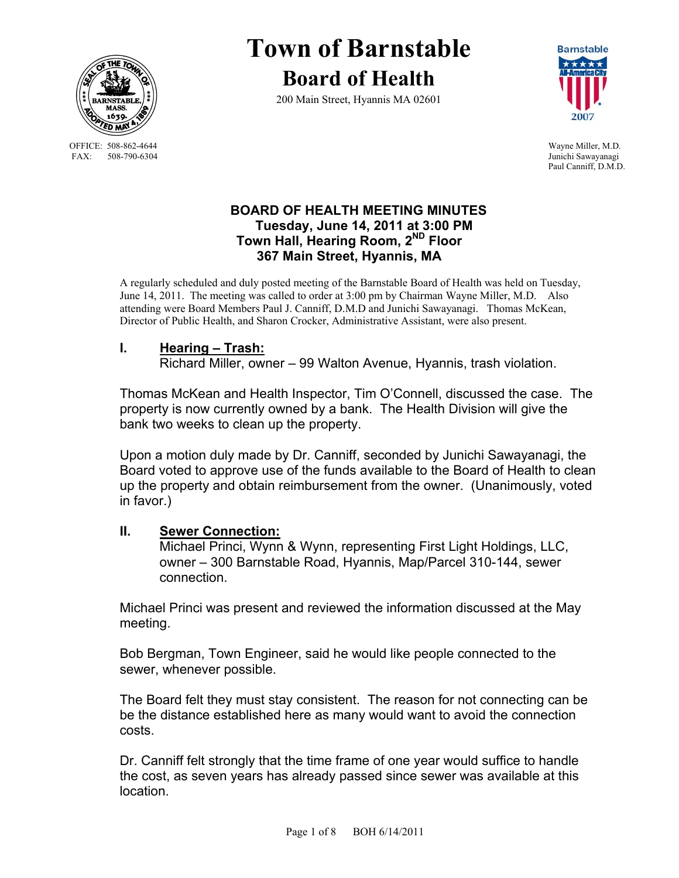# Town of Barnstable

## Board of Health

200 Main Street, Hyannis MA 02601

OFFICE: 508-862-4644
FAX: 508-790-6304

Wayne Miller, M.D.
Junichi Sawayanagi
Paul Canniff, D.M.D.

**BOARD OF HEALTH MEETING MINUTES**
**Tuesday, June 14, 2011 at 3:00 PM**
**Town Hall, Hearing Room, 2ND Floor**
**367 Main Street, Hyannis, MA**

A regularly scheduled and duly posted meeting of the Barnstable Board of Health was held on Tuesday, June 14, 2011. The meeting was called to order at 3:00 pm by Chairman Wayne Miller, M.D. Also attending were Board Members Paul J. Canniff, D.M.D and Junichi Sawayanagi. Thomas McKean, Director of Public Health, and Sharon Crocker, Administrative Assistant, were also present.

### I. Hearing – Trash:

Richard Miller, owner – 99 Walton Avenue, Hyannis, trash violation.

Thomas McKean and Health Inspector, Tim O'Connell, discussed the case. The property is now currently owned by a bank. The Health Division will give the bank two weeks to clean up the property.

Upon a motion duly made by Dr. Canniff, seconded by Junichi Sawayanagi, the Board voted to approve use of the funds available to the Board of Health to clean up the property and obtain reimbursement from the owner. (Unanimously, voted in favor.)

### II. Sewer Connection:

Michael Princi, Wynn & Wynn, representing First Light Holdings, LLC, owner – 300 Barnstable Road, Hyannis, Map/Parcel 310-144, sewer connection.

Michael Princi was present and reviewed the information discussed at the May meeting.

Bob Bergman, Town Engineer, said he would like people connected to the sewer, whenever possible.

The Board felt they must stay consistent. The reason for not connecting can be be the distance established here as many would want to avoid the connection costs.

Dr. Canniff felt strongly that the time frame of one year would suffice to handle the cost, as seven years has already passed since sewer was available at this location.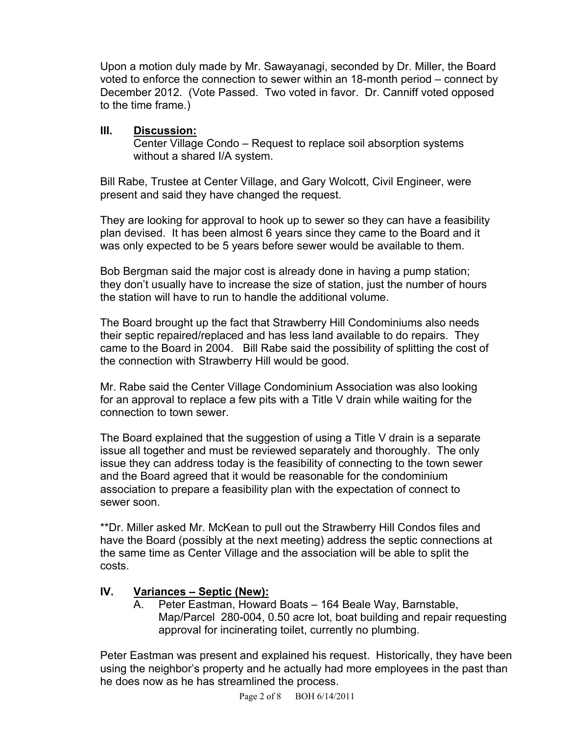Upon a motion duly made by Mr. Sawayanagi, seconded by Dr. Miller, the Board voted to enforce the connection to sewer within an 18-month period – connect by December 2012. (Vote Passed. Two voted in favor. Dr. Canniff voted opposed to the time frame.)

## III. Discussion:

Center Village Condo – Request to replace soil absorption systems without a shared I/A system.

Bill Rabe, Trustee at Center Village, and Gary Wolcott, Civil Engineer, were present and said they have changed the request.

They are looking for approval to hook up to sewer so they can have a feasibility plan devised. It has been almost 6 years since they came to the Board and it was only expected to be 5 years before sewer would be available to them.

Bob Bergman said the major cost is already done in having a pump station; they don't usually have to increase the size of station, just the number of hours the station will have to run to handle the additional volume.

The Board brought up the fact that Strawberry Hill Condominiums also needs their septic repaired/replaced and has less land available to do repairs. They came to the Board in 2004. Bill Rabe said the possibility of splitting the cost of the connection with Strawberry Hill would be good.

Mr. Rabe said the Center Village Condominium Association was also looking for an approval to replace a few pits with a Title V drain while waiting for the connection to town sewer.

The Board explained that the suggestion of using a Title V drain is a separate issue all together and must be reviewed separately and thoroughly. The only issue they can address today is the feasibility of connecting to the town sewer and the Board agreed that it would be reasonable for the condominium association to prepare a feasibility plan with the expectation of connect to sewer soon.

**Dr. Miller asked Mr. McKean to pull out the Strawberry Hill Condos files and have the Board (possibly at the next meeting) address the septic connections at the same time as Center Village and the association will be able to split the costs.

## IV. Variances – Septic (New):

A. Peter Eastman, Howard Boats – 164 Beale Way, Barnstable, Map/Parcel 280-004, 0.50 acre lot, boat building and repair requesting approval for incinerating toilet, currently no plumbing.

Peter Eastman was present and explained his request. Historically, they have been using the neighbor's property and he actually had more employees in the past than he does now as he has streamlined the process.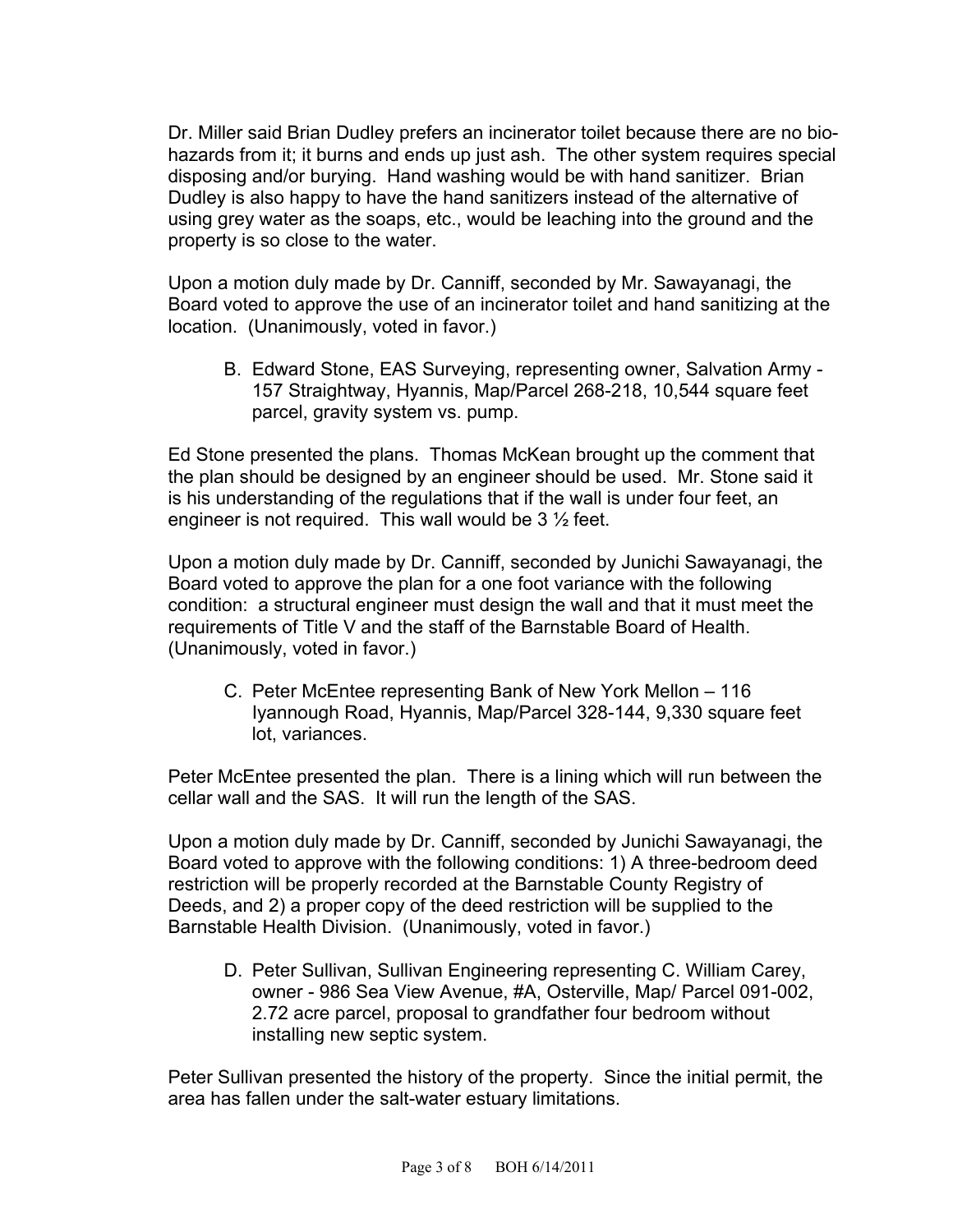Dr. Miller said Brian Dudley prefers an incinerator toilet because there are no bio-hazards from it; it burns and ends up just ash. The other system requires special disposing and/or burying. Hand washing would be with hand sanitizer. Brian Dudley is also happy to have the hand sanitizers instead of the alternative of using grey water as the soaps, etc., would be leaching into the ground and the property is so close to the water.

Upon a motion duly made by Dr. Canniff, seconded by Mr. Sawayanagi, the Board voted to approve the use of an incinerator toilet and hand sanitizing at the location. (Unanimously, voted in favor.)

B. Edward Stone, EAS Surveying, representing owner, Salvation Army - 157 Straightway, Hyannis, Map/Parcel 268-218, 10,544 square feet parcel, gravity system vs. pump.

Ed Stone presented the plans. Thomas McKean brought up the comment that the plan should be designed by an engineer should be used. Mr. Stone said it is his understanding of the regulations that if the wall is under four feet, an engineer is not required. This wall would be 3 ½ feet.

Upon a motion duly made by Dr. Canniff, seconded by Junichi Sawayanagi, the Board voted to approve the plan for a one foot variance with the following condition: a structural engineer must design the wall and that it must meet the requirements of Title V and the staff of the Barnstable Board of Health. (Unanimously, voted in favor.)

C. Peter McEntee representing Bank of New York Mellon – 116 Iyannough Road, Hyannis, Map/Parcel 328-144, 9,330 square feet lot, variances.

Peter McEntee presented the plan. There is a lining which will run between the cellar wall and the SAS. It will run the length of the SAS.

Upon a motion duly made by Dr. Canniff, seconded by Junichi Sawayanagi, the Board voted to approve with the following conditions: 1) A three-bedroom deed restriction will be properly recorded at the Barnstable County Registry of Deeds, and 2) a proper copy of the deed restriction will be supplied to the Barnstable Health Division. (Unanimously, voted in favor.)

D. Peter Sullivan, Sullivan Engineering representing C. William Carey, owner - 986 Sea View Avenue, #A, Osterville, Map/ Parcel 091-002, 2.72 acre parcel, proposal to grandfather four bedroom without installing new septic system.

Peter Sullivan presented the history of the property. Since the initial permit, the area has fallen under the salt-water estuary limitations.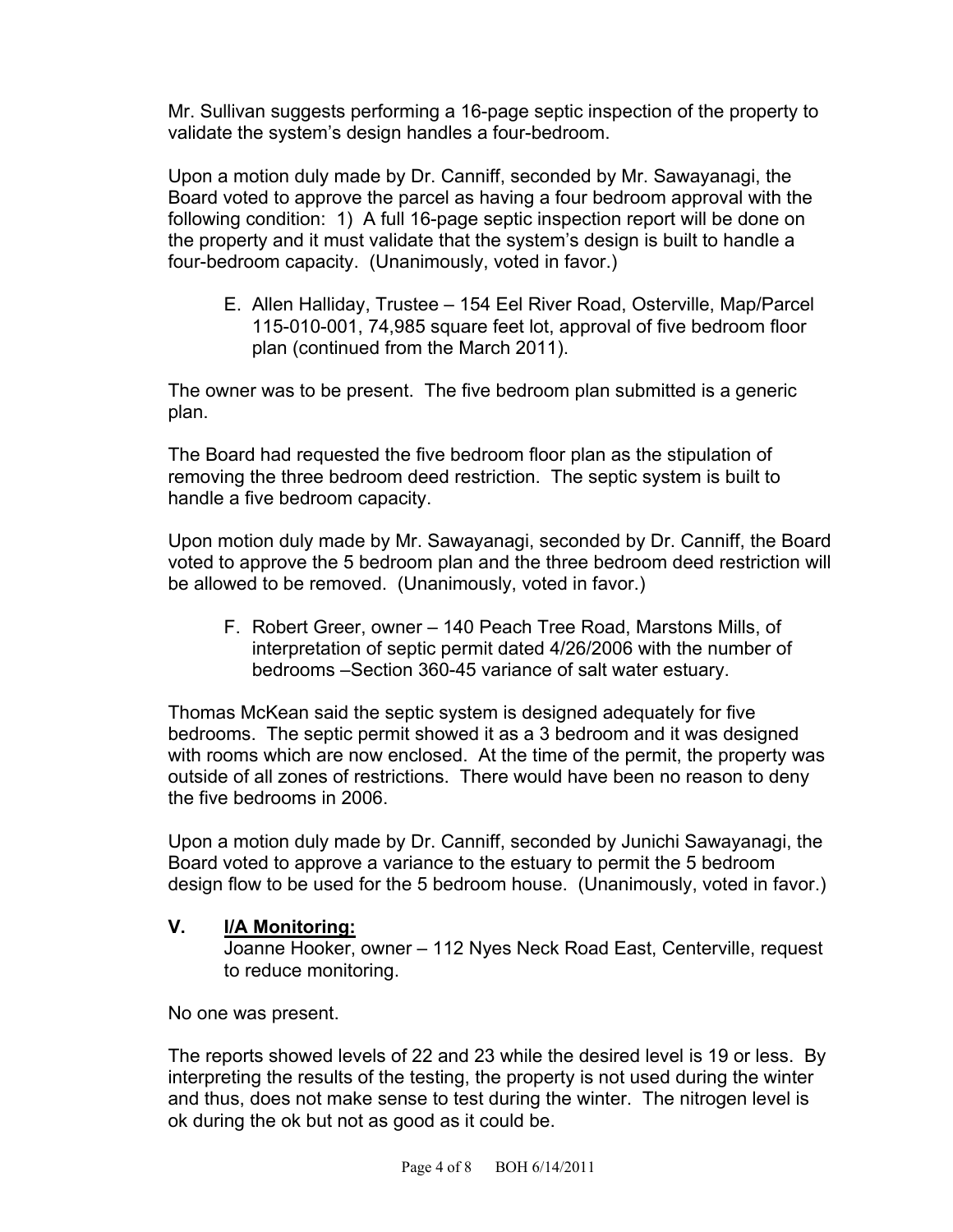Mr. Sullivan suggests performing a 16-page septic inspection of the property to validate the system's design handles a four-bedroom.

Upon a motion duly made by Dr. Canniff, seconded by Mr. Sawayanagi, the Board voted to approve the parcel as having a four bedroom approval with the following condition: 1) A full 16-page septic inspection report will be done on the property and it must validate that the system's design is built to handle a four-bedroom capacity. (Unanimously, voted in favor.)

E. Allen Halliday, Trustee – 154 Eel River Road, Osterville, Map/Parcel 115-010-001, 74,985 square feet lot, approval of five bedroom floor plan (continued from the March 2011).

The owner was to be present. The five bedroom plan submitted is a generic plan.

The Board had requested the five bedroom floor plan as the stipulation of removing the three bedroom deed restriction. The septic system is built to handle a five bedroom capacity.

Upon motion duly made by Mr. Sawayanagi, seconded by Dr. Canniff, the Board voted to approve the 5 bedroom plan and the three bedroom deed restriction will be allowed to be removed. (Unanimously, voted in favor.)

F. Robert Greer, owner – 140 Peach Tree Road, Marstons Mills, of interpretation of septic permit dated 4/26/2006 with the number of bedrooms –Section 360-45 variance of salt water estuary.

Thomas McKean said the septic system is designed adequately for five bedrooms. The septic permit showed it as a 3 bedroom and it was designed with rooms which are now enclosed. At the time of the permit, the property was outside of all zones of restrictions. There would have been no reason to deny the five bedrooms in 2006.

Upon a motion duly made by Dr. Canniff, seconded by Junichi Sawayanagi, the Board voted to approve a variance to the estuary to permit the 5 bedroom design flow to be used for the 5 bedroom house. (Unanimously, voted in favor.)

## V. <u>I/A Monitoring:</u>

Joanne Hooker, owner – 112 Nyes Neck Road East, Centerville, request to reduce monitoring.

No one was present.

The reports showed levels of 22 and 23 while the desired level is 19 or less. By interpreting the results of the testing, the property is not used during the winter and thus, does not make sense to test during the winter. The nitrogen level is ok during the ok but not as good as it could be.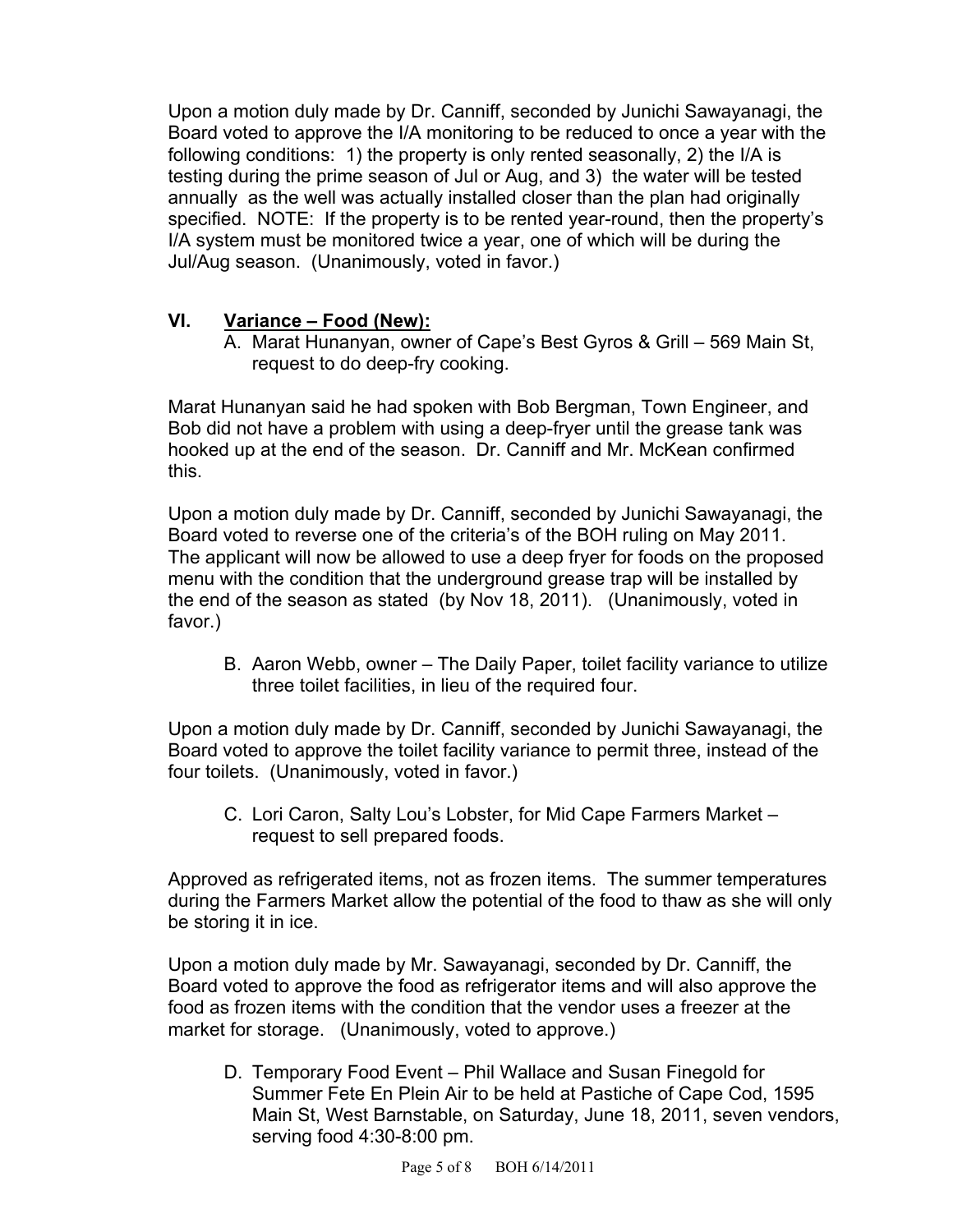Upon a motion duly made by Dr. Canniff, seconded by Junichi Sawayanagi, the Board voted to approve the I/A monitoring to be reduced to once a year with the following conditions: 1) the property is only rented seasonally, 2) the I/A is testing during the prime season of Jul or Aug, and 3) the water will be tested annually as the well was actually installed closer than the plan had originally specified. NOTE: If the property is to be rented year-round, then the property's I/A system must be monitored twice a year, one of which will be during the Jul/Aug season. (Unanimously, voted in favor.)

## VI. Variance – Food (New):

A. Marat Hunanyan, owner of Cape's Best Gyros & Grill – 569 Main St, request to do deep-fry cooking.

Marat Hunanyan said he had spoken with Bob Bergman, Town Engineer, and Bob did not have a problem with using a deep-fryer until the grease tank was hooked up at the end of the season. Dr. Canniff and Mr. McKean confirmed this.

Upon a motion duly made by Dr. Canniff, seconded by Junichi Sawayanagi, the Board voted to reverse one of the criteria's of the BOH ruling on May 2011. The applicant will now be allowed to use a deep fryer for foods on the proposed menu with the condition that the underground grease trap will be installed by the end of the season as stated (by Nov 18, 2011). (Unanimously, voted in favor.)

B. Aaron Webb, owner – The Daily Paper, toilet facility variance to utilize three toilet facilities, in lieu of the required four.

Upon a motion duly made by Dr. Canniff, seconded by Junichi Sawayanagi, the Board voted to approve the toilet facility variance to permit three, instead of the four toilets. (Unanimously, voted in favor.)

C. Lori Caron, Salty Lou's Lobster, for Mid Cape Farmers Market – request to sell prepared foods.

Approved as refrigerated items, not as frozen items. The summer temperatures during the Farmers Market allow the potential of the food to thaw as she will only be storing it in ice.

Upon a motion duly made by Mr. Sawayanagi, seconded by Dr. Canniff, the Board voted to approve the food as refrigerator items and will also approve the food as frozen items with the condition that the vendor uses a freezer at the market for storage. (Unanimously, voted to approve.)

D. Temporary Food Event – Phil Wallace and Susan Finegold for Summer Fete En Plein Air to be held at Pastiche of Cape Cod, 1595 Main St, West Barnstable, on Saturday, June 18, 2011, seven vendors, serving food 4:30-8:00 pm.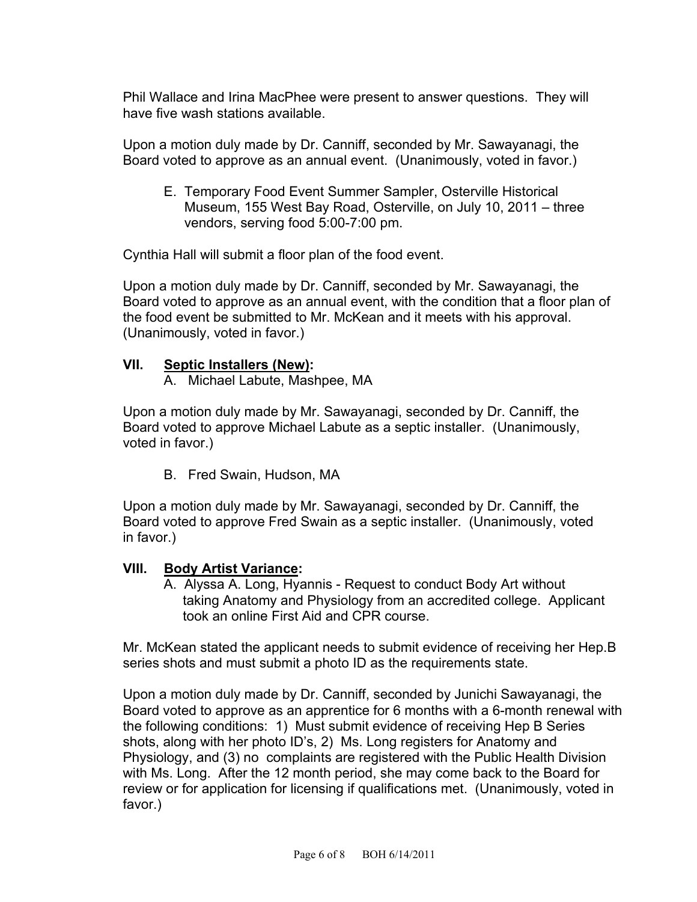Phil Wallace and Irina MacPhee were present to answer questions. They will have five wash stations available.

Upon a motion duly made by Dr. Canniff, seconded by Mr. Sawayanagi, the Board voted to approve as an annual event. (Unanimously, voted in favor.)

E. Temporary Food Event Summer Sampler, Osterville Historical Museum, 155 West Bay Road, Osterville, on July 10, 2011 – three vendors, serving food 5:00-7:00 pm.

Cynthia Hall will submit a floor plan of the food event.

Upon a motion duly made by Dr. Canniff, seconded by Mr. Sawayanagi, the Board voted to approve as an annual event, with the condition that a floor plan of the food event be submitted to Mr. McKean and it meets with his approval. (Unanimously, voted in favor.)

## VII. Septic Installers (New):

A. Michael Labute, Mashpee, MA

Upon a motion duly made by Mr. Sawayanagi, seconded by Dr. Canniff, the Board voted to approve Michael Labute as a septic installer. (Unanimously, voted in favor.)

B. Fred Swain, Hudson, MA

Upon a motion duly made by Mr. Sawayanagi, seconded by Dr. Canniff, the Board voted to approve Fred Swain as a septic installer. (Unanimously, voted in favor.)

## VIII. Body Artist Variance:

A. Alyssa A. Long, Hyannis - Request to conduct Body Art without taking Anatomy and Physiology from an accredited college. Applicant took an online First Aid and CPR course.

Mr. McKean stated the applicant needs to submit evidence of receiving her Hep.B series shots and must submit a photo ID as the requirements state.

Upon a motion duly made by Dr. Canniff, seconded by Junichi Sawayanagi, the Board voted to approve as an apprentice for 6 months with a 6-month renewal with the following conditions: 1) Must submit evidence of receiving Hep B Series shots, along with her photo ID's, 2) Ms. Long registers for Anatomy and Physiology, and (3) no complaints are registered with the Public Health Division with Ms. Long. After the 12 month period, she may come back to the Board for review or for application for licensing if qualifications met. (Unanimously, voted in favor.)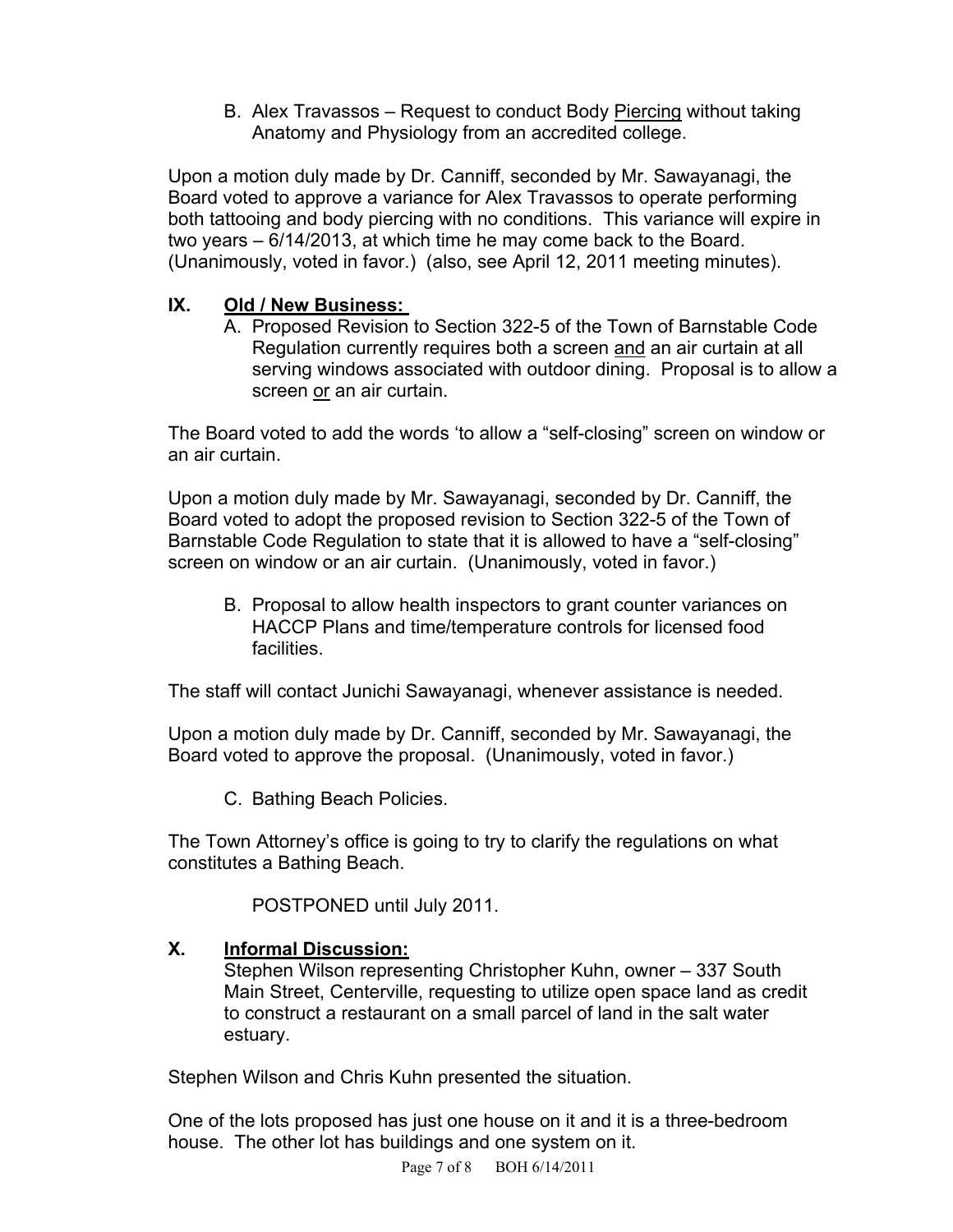B. Alex Travassos – Request to conduct Body <u>Piercing</u> without taking Anatomy and Physiology from an accredited college.

Upon a motion duly made by Dr. Canniff, seconded by Mr. Sawayanagi, the Board voted to approve a variance for Alex Travassos to operate performing both tattooing and body piercing with no conditions. This variance will expire in two years – 6/14/2013, at which time he may come back to the Board. (Unanimously, voted in favor.) (also, see April 12, 2011 meeting minutes).

## IX. Old / New Business:

A. Proposed Revision to Section 322-5 of the Town of Barnstable Code Regulation currently requires both a screen <u>and</u> an air curtain at all serving windows associated with outdoor dining. Proposal is to allow a screen <u>or</u> an air curtain.

The Board voted to add the words 'to allow a "self-closing" screen on window or an air curtain.

Upon a motion duly made by Mr. Sawayanagi, seconded by Dr. Canniff, the Board voted to adopt the proposed revision to Section 322-5 of the Town of Barnstable Code Regulation to state that it is allowed to have a "self-closing" screen on window or an air curtain. (Unanimously, voted in favor.)

B. Proposal to allow health inspectors to grant counter variances on HACCP Plans and time/temperature controls for licensed food facilities.

The staff will contact Junichi Sawayanagi, whenever assistance is needed.

Upon a motion duly made by Dr. Canniff, seconded by Mr. Sawayanagi, the Board voted to approve the proposal. (Unanimously, voted in favor.)

C. Bathing Beach Policies.

The Town Attorney's office is going to try to clarify the regulations on what constitutes a Bathing Beach.

POSTPONED until July 2011.

## X. Informal Discussion:

Stephen Wilson representing Christopher Kuhn, owner – 337 South Main Street, Centerville, requesting to utilize open space land as credit to construct a restaurant on a small parcel of land in the salt water estuary.

Stephen Wilson and Chris Kuhn presented the situation.

One of the lots proposed has just one house on it and it is a three-bedroom house. The other lot has buildings and one system on it.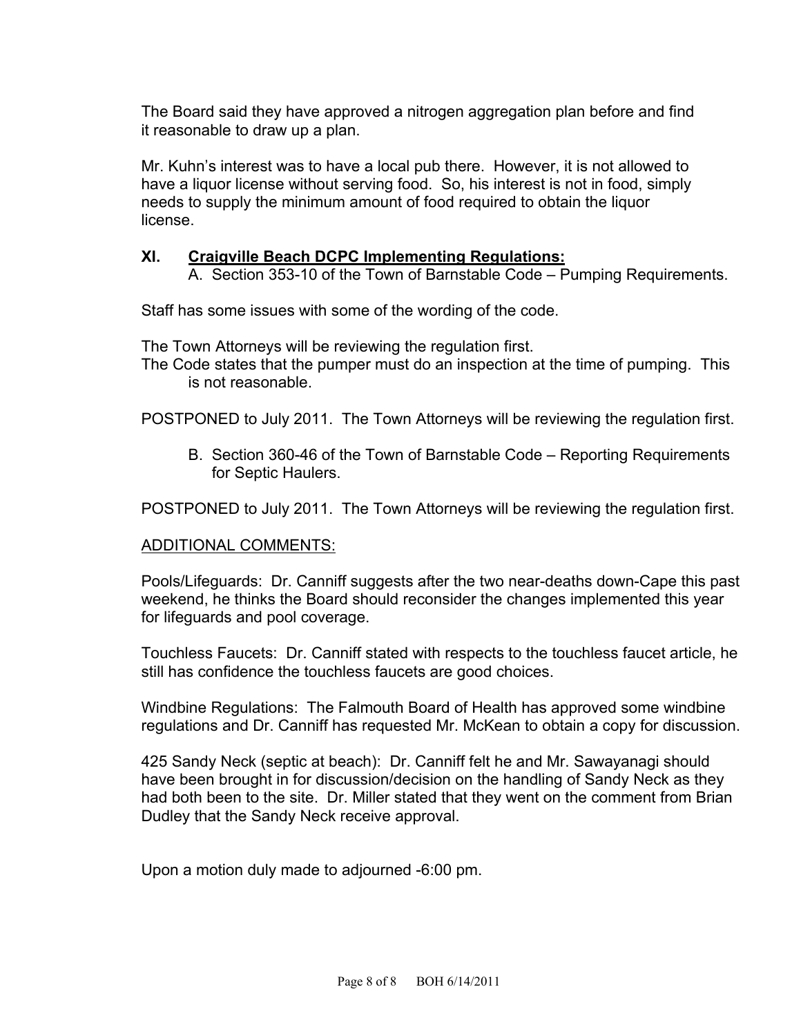The Board said they have approved a nitrogen aggregation plan before and find it reasonable to draw up a plan.

Mr. Kuhn's interest was to have a local pub there. However, it is not allowed to have a liquor license without serving food. So, his interest is not in food, simply needs to supply the minimum amount of food required to obtain the liquor license.

## XI. Craigville Beach DCPC Implementing Regulations:

A. Section 353-10 of the Town of Barnstable Code – Pumping Requirements.

Staff has some issues with some of the wording of the code.

The Town Attorneys will be reviewing the regulation first.
The Code states that the pumper must do an inspection at the time of pumping. This is not reasonable.

POSTPONED to July 2011. The Town Attorneys will be reviewing the regulation first.

B. Section 360-46 of the Town of Barnstable Code – Reporting Requirements for Septic Haulers.

POSTPONED to July 2011. The Town Attorneys will be reviewing the regulation first.

ADDITIONAL COMMENTS:

Pools/Lifeguards: Dr. Canniff suggests after the two near-deaths down-Cape this past weekend, he thinks the Board should reconsider the changes implemented this year for lifeguards and pool coverage.

Touchless Faucets: Dr. Canniff stated with respects to the touchless faucet article, he still has confidence the touchless faucets are good choices.

Windbine Regulations: The Falmouth Board of Health has approved some windbine regulations and Dr. Canniff has requested Mr. McKean to obtain a copy for discussion.

425 Sandy Neck (septic at beach): Dr. Canniff felt he and Mr. Sawayanagi should have been brought in for discussion/decision on the handling of Sandy Neck as they had both been to the site. Dr. Miller stated that they went on the comment from Brian Dudley that the Sandy Neck receive approval.

Upon a motion duly made to adjourned -6:00 pm.